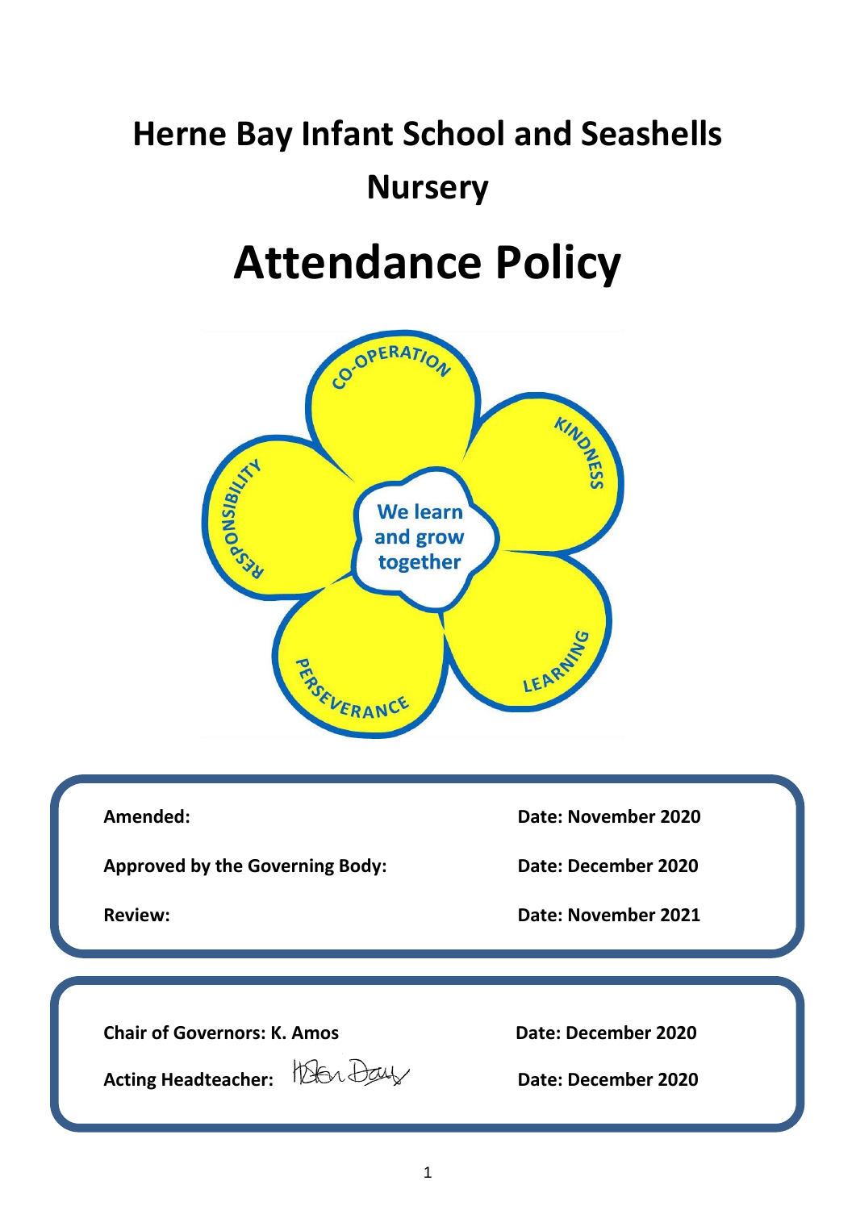# Herne Bay Infant School and Seashells Nursery

# Attendance Policy

CO-OPERATION
KINDNESS
LEARNING
PERSEVERANCE
RESPONSIBILITY

We learn and grow together

| | |
|---|---|
| **Amended:** | **Date: November 2020** |
| **Approved by the Governing Body:** | **Date: December 2020** |
| **Review:** | **Date: November 2021** |

| | |
|---|---|
| **Chair of Governors: K. Amos** | **Date: December 2020** |
| **Acting Headteacher:** | **Date: December 2020** |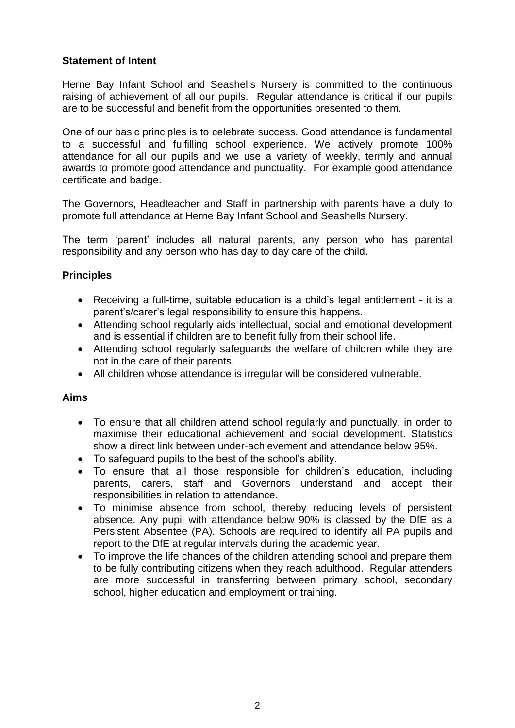## Statement of Intent

Herne Bay Infant School and Seashells Nursery is committed to the continuous raising of achievement of all our pupils. Regular attendance is critical if our pupils are to be successful and benefit from the opportunities presented to them.

One of our basic principles is to celebrate success. Good attendance is fundamental to a successful and fulfilling school experience. We actively promote 100% attendance for all our pupils and we use a variety of weekly, termly and annual awards to promote good attendance and punctuality. For example good attendance certificate and badge.

The Governors, Headteacher and Staff in partnership with parents have a duty to promote full attendance at Herne Bay Infant School and Seashells Nursery.

The term 'parent' includes all natural parents, any person who has parental responsibility and any person who has day to day care of the child.

### Principles

- Receiving a full-time, suitable education is a child's legal entitlement - it is a parent's/carer's legal responsibility to ensure this happens.
- Attending school regularly aids intellectual, social and emotional development and is essential if children are to benefit fully from their school life.
- Attending school regularly safeguards the welfare of children while they are not in the care of their parents.
- All children whose attendance is irregular will be considered vulnerable.

### Aims

- To ensure that all children attend school regularly and punctually, in order to maximise their educational achievement and social development. Statistics show a direct link between under-achievement and attendance below 95%.
- To safeguard pupils to the best of the school's ability.
- To ensure that all those responsible for children's education, including parents, carers, staff and Governors understand and accept their responsibilities in relation to attendance.
- To minimise absence from school, thereby reducing levels of persistent absence. Any pupil with attendance below 90% is classed by the DfE as a Persistent Absentee (PA). Schools are required to identify all PA pupils and report to the DfE at regular intervals during the academic year.
- To improve the life chances of the children attending school and prepare them to be fully contributing citizens when they reach adulthood. Regular attenders are more successful in transferring between primary school, secondary school, higher education and employment or training.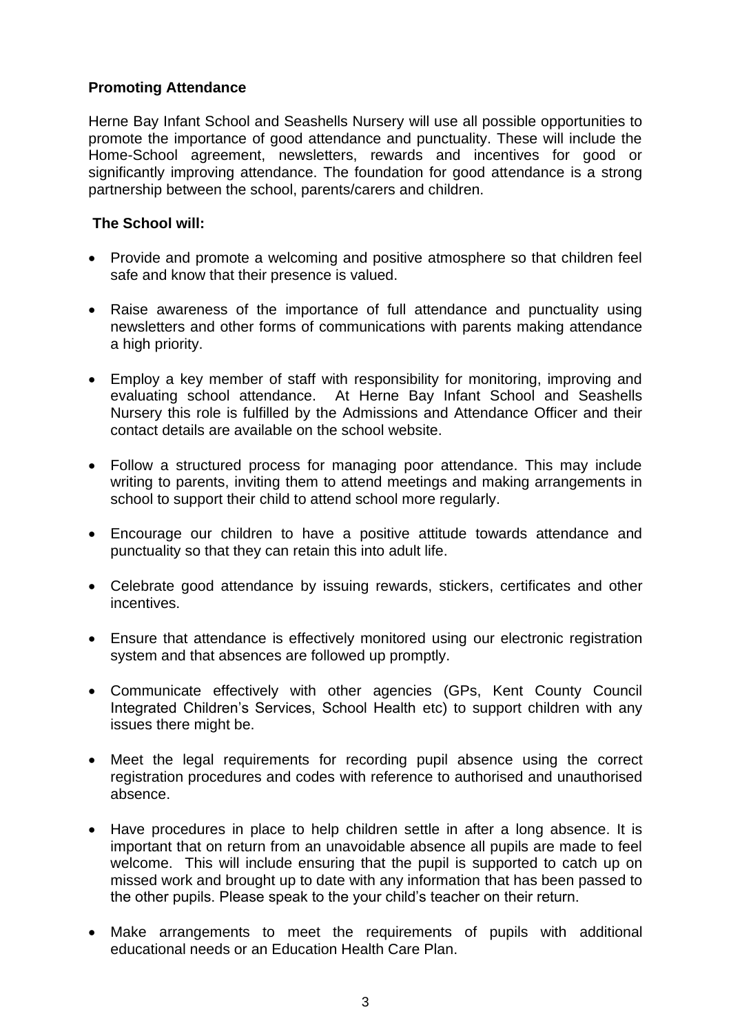**Promoting Attendance**

Herne Bay Infant School and Seashells Nursery will use all possible opportunities to promote the importance of good attendance and punctuality. These will include the Home-School agreement, newsletters, rewards and incentives for good or significantly improving attendance. The foundation for good attendance is a strong partnership between the school, parents/carers and children.

**The School will:**

- Provide and promote a welcoming and positive atmosphere so that children feel safe and know that their presence is valued.
- Raise awareness of the importance of full attendance and punctuality using newsletters and other forms of communications with parents making attendance a high priority.
- Employ a key member of staff with responsibility for monitoring, improving and evaluating school attendance. At Herne Bay Infant School and Seashells Nursery this role is fulfilled by the Admissions and Attendance Officer and their contact details are available on the school website.
- Follow a structured process for managing poor attendance. This may include writing to parents, inviting them to attend meetings and making arrangements in school to support their child to attend school more regularly.
- Encourage our children to have a positive attitude towards attendance and punctuality so that they can retain this into adult life.
- Celebrate good attendance by issuing rewards, stickers, certificates and other incentives.
- Ensure that attendance is effectively monitored using our electronic registration system and that absences are followed up promptly.
- Communicate effectively with other agencies (GPs, Kent County Council Integrated Children's Services, School Health etc) to support children with any issues there might be.
- Meet the legal requirements for recording pupil absence using the correct registration procedures and codes with reference to authorised and unauthorised absence.
- Have procedures in place to help children settle in after a long absence. It is important that on return from an unavoidable absence all pupils are made to feel welcome. This will include ensuring that the pupil is supported to catch up on missed work and brought up to date with any information that has been passed to the other pupils. Please speak to the your child's teacher on their return.
- Make arrangements to meet the requirements of pupils with additional educational needs or an Education Health Care Plan.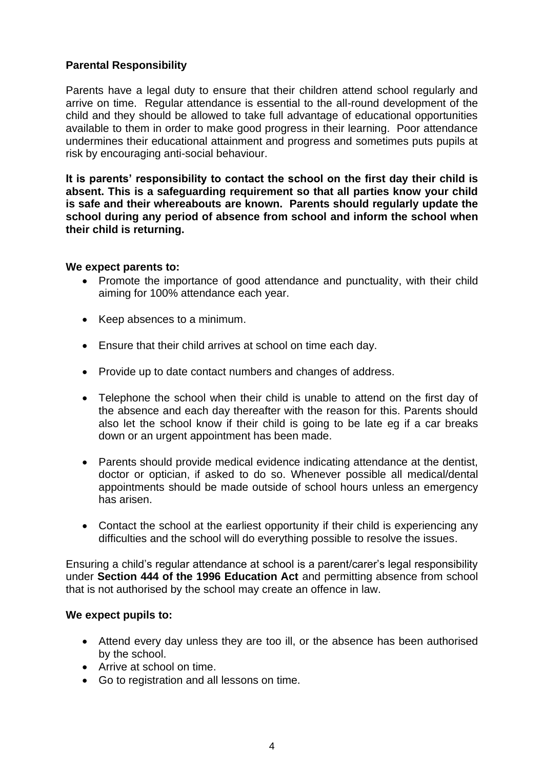**Parental Responsibility**

Parents have a legal duty to ensure that their children attend school regularly and arrive on time. Regular attendance is essential to the all-round development of the child and they should be allowed to take full advantage of educational opportunities available to them in order to make good progress in their learning. Poor attendance undermines their educational attainment and progress and sometimes puts pupils at risk by encouraging anti-social behaviour.

**It is parents' responsibility to contact the school on the first day their child is absent. This is a safeguarding requirement so that all parties know your child is safe and their whereabouts are known. Parents should regularly update the school during any period of absence from school and inform the school when their child is returning.**

**We expect parents to:**

- Promote the importance of good attendance and punctuality, with their child aiming for 100% attendance each year.
- Keep absences to a minimum.
- Ensure that their child arrives at school on time each day.
- Provide up to date contact numbers and changes of address.
- Telephone the school when their child is unable to attend on the first day of the absence and each day thereafter with the reason for this. Parents should also let the school know if their child is going to be late eg if a car breaks down or an urgent appointment has been made.
- Parents should provide medical evidence indicating attendance at the dentist, doctor or optician, if asked to do so. Whenever possible all medical/dental appointments should be made outside of school hours unless an emergency has arisen.
- Contact the school at the earliest opportunity if their child is experiencing any difficulties and the school will do everything possible to resolve the issues.

Ensuring a child's regular attendance at school is a parent/carer's legal responsibility under **Section 444 of the 1996 Education Act** and permitting absence from school that is not authorised by the school may create an offence in law.

**We expect pupils to:**

- Attend every day unless they are too ill, or the absence has been authorised by the school.
- Arrive at school on time.
- Go to registration and all lessons on time.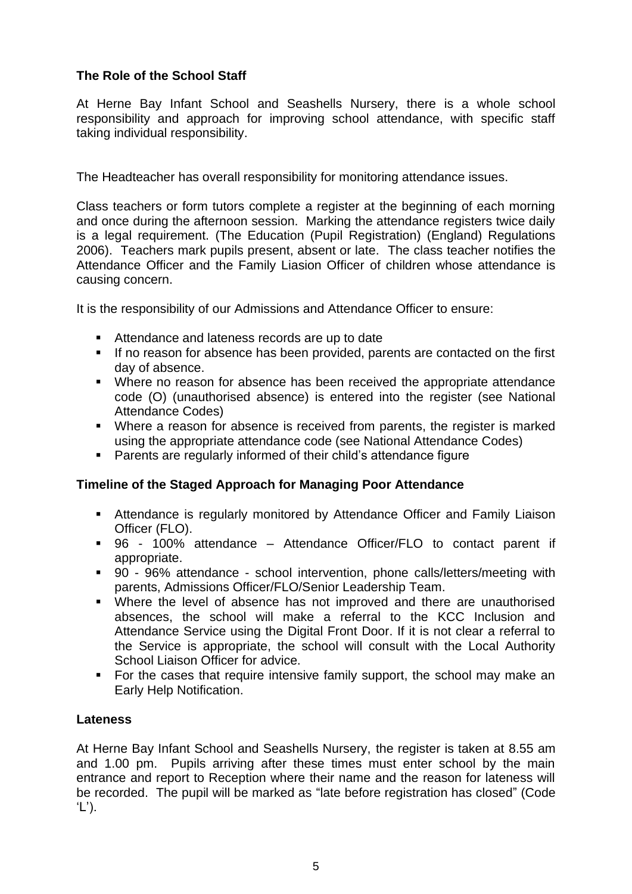### The Role of the School Staff

At Herne Bay Infant School and Seashells Nursery, there is a whole school responsibility and approach for improving school attendance, with specific staff taking individual responsibility.

The Headteacher has overall responsibility for monitoring attendance issues.

Class teachers or form tutors complete a register at the beginning of each morning and once during the afternoon session. Marking the attendance registers twice daily is a legal requirement. (The Education (Pupil Registration) (England) Regulations 2006). Teachers mark pupils present, absent or late. The class teacher notifies the Attendance Officer and the Family Liasion Officer of children whose attendance is causing concern.

It is the responsibility of our Admissions and Attendance Officer to ensure:

- Attendance and lateness records are up to date
- If no reason for absence has been provided, parents are contacted on the first day of absence.
- Where no reason for absence has been received the appropriate attendance code (O) (unauthorised absence) is entered into the register (see National Attendance Codes)
- Where a reason for absence is received from parents, the register is marked using the appropriate attendance code (see National Attendance Codes)
- Parents are regularly informed of their child's attendance figure

### Timeline of the Staged Approach for Managing Poor Attendance

- Attendance is regularly monitored by Attendance Officer and Family Liaison Officer (FLO).
- 96 - 100% attendance – Attendance Officer/FLO to contact parent if appropriate.
- 90 - 96% attendance - school intervention, phone calls/letters/meeting with parents, Admissions Officer/FLO/Senior Leadership Team.
- Where the level of absence has not improved and there are unauthorised absences, the school will make a referral to the KCC Inclusion and Attendance Service using the Digital Front Door. If it is not clear a referral to the Service is appropriate, the school will consult with the Local Authority School Liaison Officer for advice.
- For the cases that require intensive family support, the school may make an Early Help Notification.

### Lateness

At Herne Bay Infant School and Seashells Nursery, the register is taken at 8.55 am and 1.00 pm. Pupils arriving after these times must enter school by the main entrance and report to Reception where their name and the reason for lateness will be recorded. The pupil will be marked as "late before registration has closed" (Code 'L').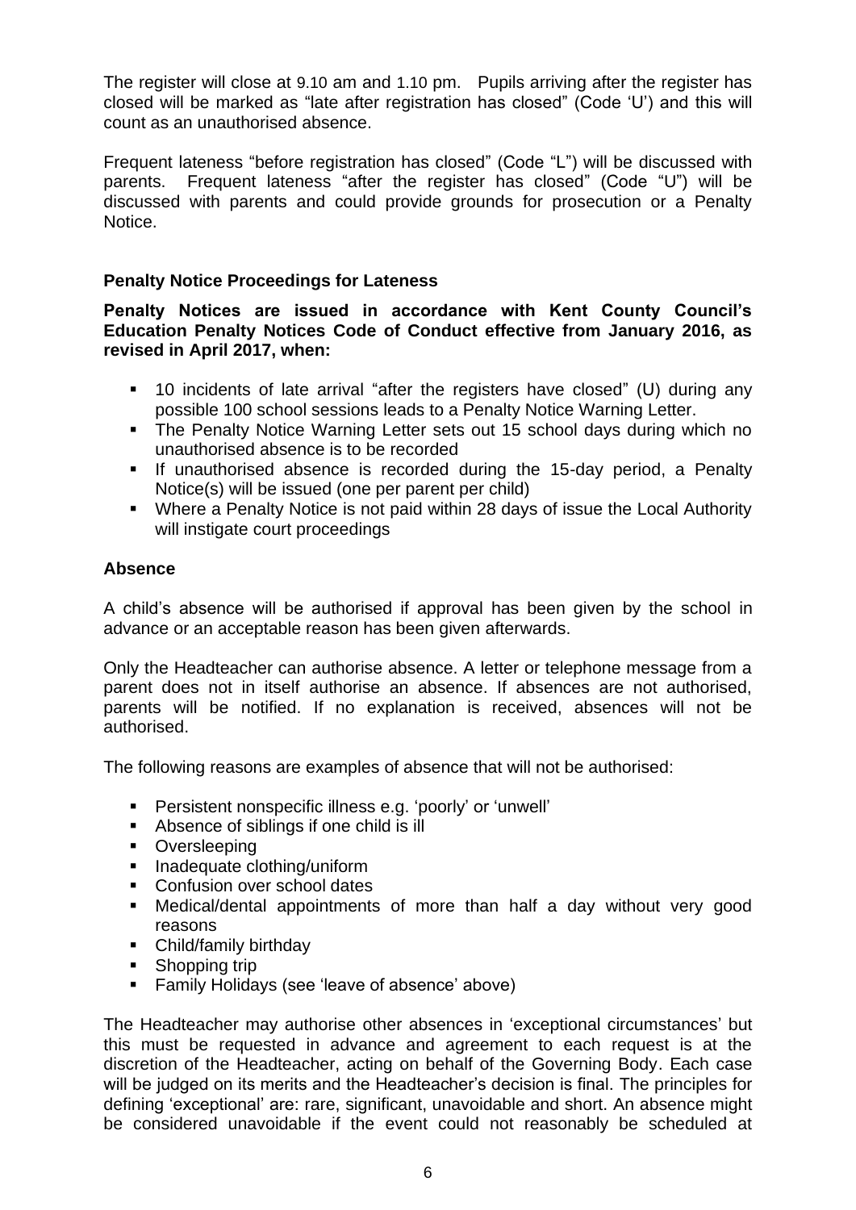The register will close at 9.10 am and 1.10 pm. Pupils arriving after the register has closed will be marked as "late after registration has closed" (Code 'U') and this will count as an unauthorised absence.

Frequent lateness "before registration has closed" (Code "L") will be discussed with parents. Frequent lateness "after the register has closed" (Code "U") will be discussed with parents and could provide grounds for prosecution or a Penalty Notice.

### Penalty Notice Proceedings for Lateness

**Penalty Notices are issued in accordance with Kent County Council's Education Penalty Notices Code of Conduct effective from January 2016, as revised in April 2017, when:**

- 10 incidents of late arrival "after the registers have closed" (U) during any possible 100 school sessions leads to a Penalty Notice Warning Letter.
- The Penalty Notice Warning Letter sets out 15 school days during which no unauthorised absence is to be recorded
- If unauthorised absence is recorded during the 15-day period, a Penalty Notice(s) will be issued (one per parent per child)
- Where a Penalty Notice is not paid within 28 days of issue the Local Authority will instigate court proceedings

### Absence

A child's absence will be authorised if approval has been given by the school in advance or an acceptable reason has been given afterwards.

Only the Headteacher can authorise absence. A letter or telephone message from a parent does not in itself authorise an absence. If absences are not authorised, parents will be notified. If no explanation is received, absences will not be authorised.

The following reasons are examples of absence that will not be authorised:

- Persistent nonspecific illness e.g. 'poorly' or 'unwell'
- Absence of siblings if one child is ill
- Oversleeping
- Inadequate clothing/uniform
- Confusion over school dates
- Medical/dental appointments of more than half a day without very good reasons
- Child/family birthday
- Shopping trip
- Family Holidays (see 'leave of absence' above)

The Headteacher may authorise other absences in 'exceptional circumstances' but this must be requested in advance and agreement to each request is at the discretion of the Headteacher, acting on behalf of the Governing Body. Each case will be judged on its merits and the Headteacher's decision is final. The principles for defining 'exceptional' are: rare, significant, unavoidable and short. An absence might be considered unavoidable if the event could not reasonably be scheduled at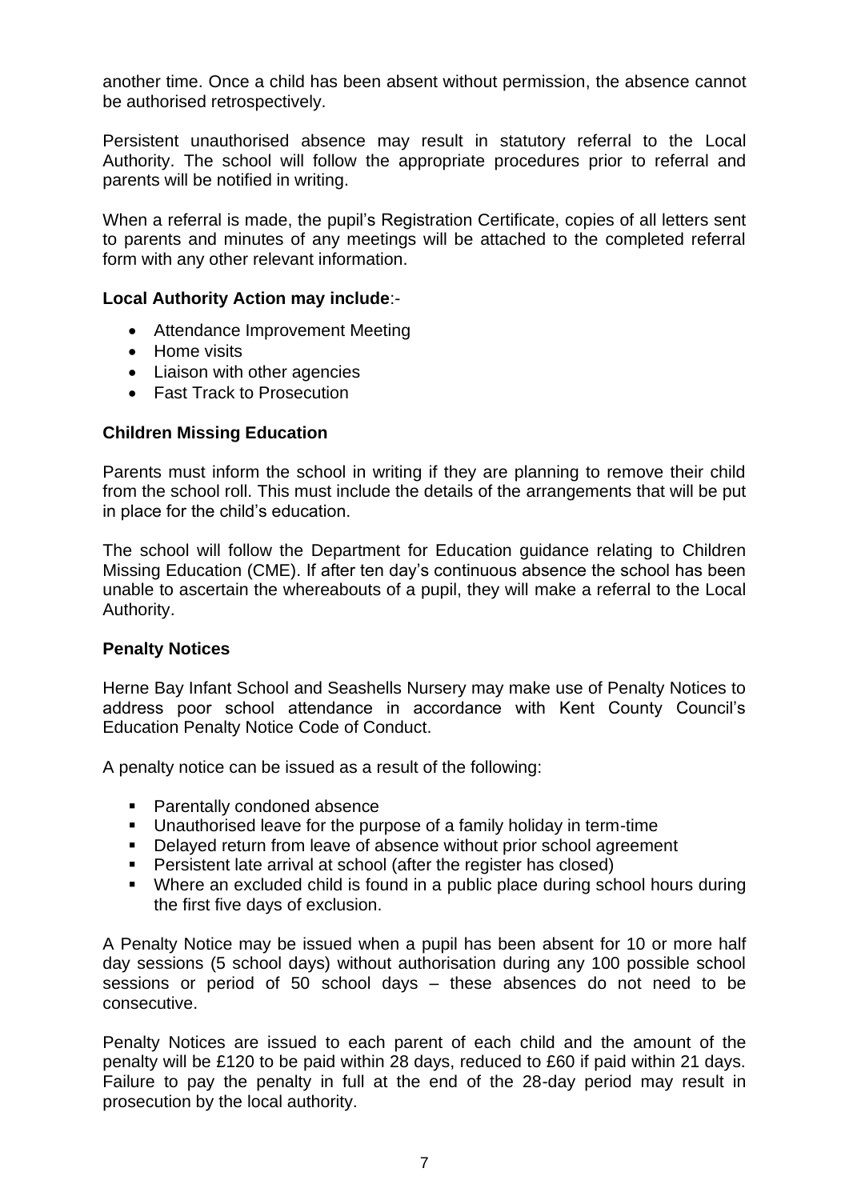another time. Once a child has been absent without permission, the absence cannot be authorised retrospectively.

Persistent unauthorised absence may result in statutory referral to the Local Authority. The school will follow the appropriate procedures prior to referral and parents will be notified in writing.

When a referral is made, the pupil's Registration Certificate, copies of all letters sent to parents and minutes of any meetings will be attached to the completed referral form with any other relevant information.

**Local Authority Action may include**:-

- Attendance Improvement Meeting
- Home visits
- Liaison with other agencies
- Fast Track to Prosecution

**Children Missing Education**

Parents must inform the school in writing if they are planning to remove their child from the school roll. This must include the details of the arrangements that will be put in place for the child's education.

The school will follow the Department for Education guidance relating to Children Missing Education (CME). If after ten day's continuous absence the school has been unable to ascertain the whereabouts of a pupil, they will make a referral to the Local Authority.

**Penalty Notices**

Herne Bay Infant School and Seashells Nursery may make use of Penalty Notices to address poor school attendance in accordance with Kent County Council's Education Penalty Notice Code of Conduct.

A penalty notice can be issued as a result of the following:

- Parentally condoned absence
- Unauthorised leave for the purpose of a family holiday in term-time
- Delayed return from leave of absence without prior school agreement
- Persistent late arrival at school (after the register has closed)
- Where an excluded child is found in a public place during school hours during the first five days of exclusion.

A Penalty Notice may be issued when a pupil has been absent for 10 or more half day sessions (5 school days) without authorisation during any 100 possible school sessions or period of 50 school days – these absences do not need to be consecutive.

Penalty Notices are issued to each parent of each child and the amount of the penalty will be £120 to be paid within 28 days, reduced to £60 if paid within 21 days. Failure to pay the penalty in full at the end of the 28-day period may result in prosecution by the local authority.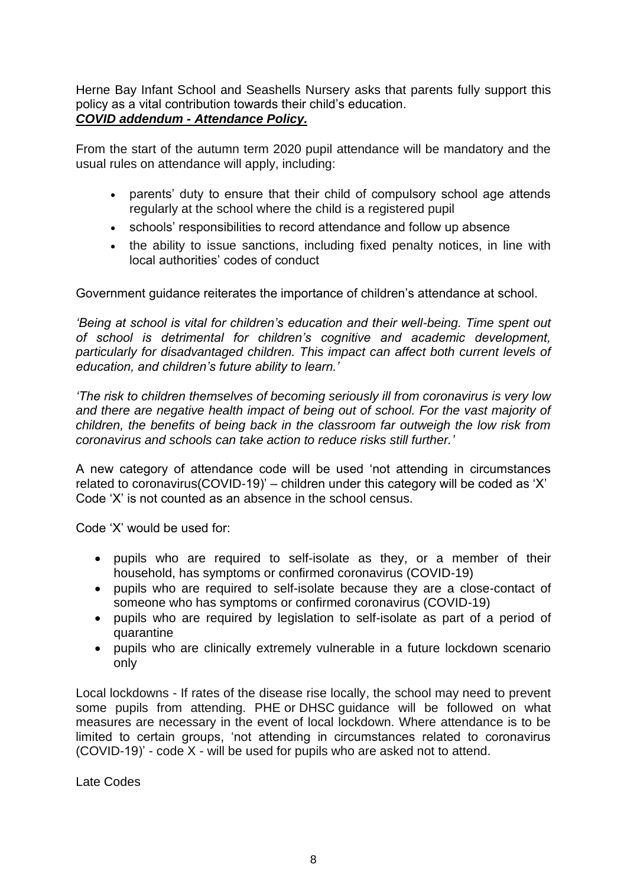Herne Bay Infant School and Seashells Nursery asks that parents fully support this policy as a vital contribution towards their child's education.

***COVID addendum - Attendance Policy.***

From the start of the autumn term 2020 pupil attendance will be mandatory and the usual rules on attendance will apply, including:

- parents' duty to ensure that their child of compulsory school age attends regularly at the school where the child is a registered pupil
- schools' responsibilities to record attendance and follow up absence
- the ability to issue sanctions, including fixed penalty notices, in line with local authorities' codes of conduct

Government guidance reiterates the importance of children's attendance at school.

*'Being at school is vital for children's education and their well-being. Time spent out of school is detrimental for children's cognitive and academic development, particularly for disadvantaged children. This impact can affect both current levels of education, and children's future ability to learn.'*

*'The risk to children themselves of becoming seriously ill from coronavirus is very low and there are negative health impact of being out of school. For the vast majority of children, the benefits of being back in the classroom far outweigh the low risk from coronavirus and schools can take action to reduce risks still further.'*

A new category of attendance code will be used 'not attending in circumstances related to coronavirus(COVID-19)' – children under this category will be coded as 'X' Code 'X' is not counted as an absence in the school census.

Code 'X' would be used for:

- pupils who are required to self-isolate as they, or a member of their household, has symptoms or confirmed coronavirus (COVID-19)
- pupils who are required to self-isolate because they are a close-contact of someone who has symptoms or confirmed coronavirus (COVID-19)
- pupils who are required by legislation to self-isolate as part of a period of quarantine
- pupils who are clinically extremely vulnerable in a future lockdown scenario only

Local lockdowns - If rates of the disease rise locally, the school may need to prevent some pupils from attending. PHE or DHSC guidance will be followed on what measures are necessary in the event of local lockdown. Where attendance is to be limited to certain groups, 'not attending in circumstances related to coronavirus (COVID-19)' - code X - will be used for pupils who are asked not to attend.

Late Codes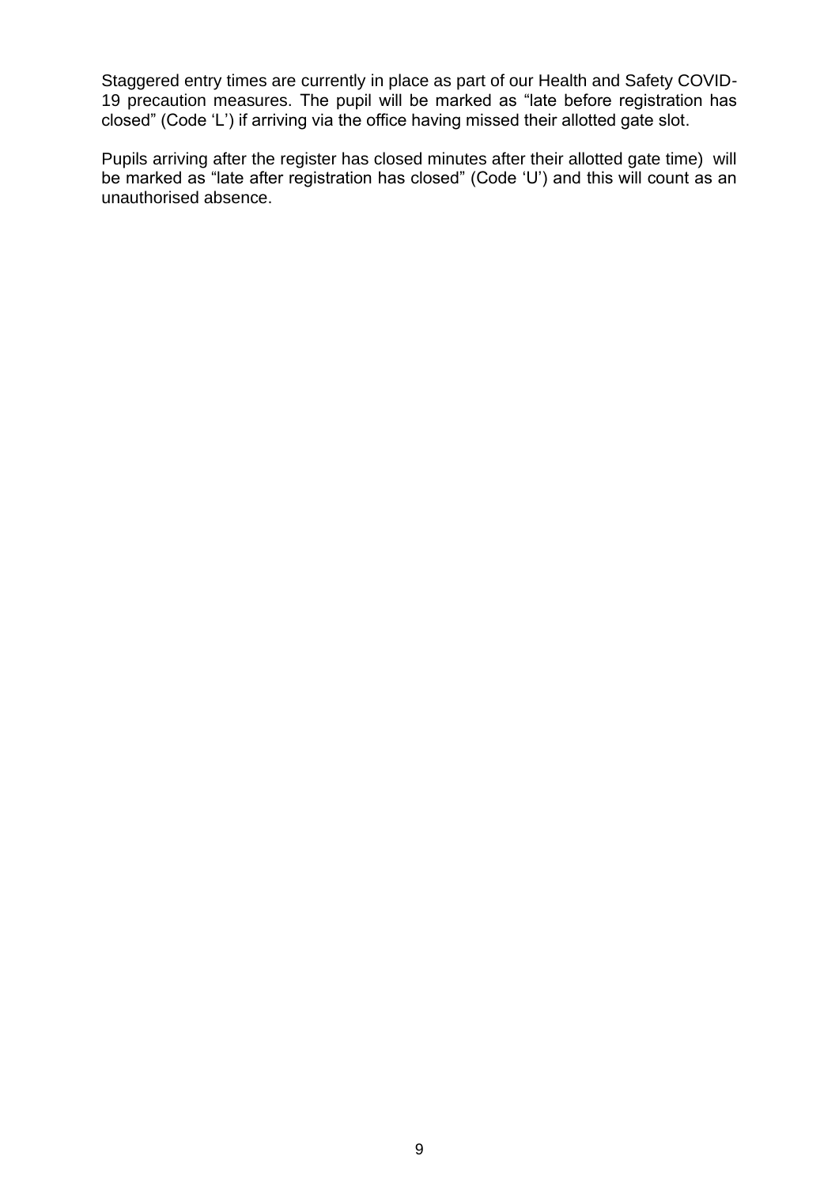Staggered entry times are currently in place as part of our Health and Safety COVID-19 precaution measures. The pupil will be marked as "late before registration has closed" (Code 'L') if arriving via the office having missed their allotted gate slot.

Pupils arriving after the register has closed minutes after their allotted gate time)  will be marked as "late after registration has closed" (Code 'U') and this will count as an unauthorised absence.